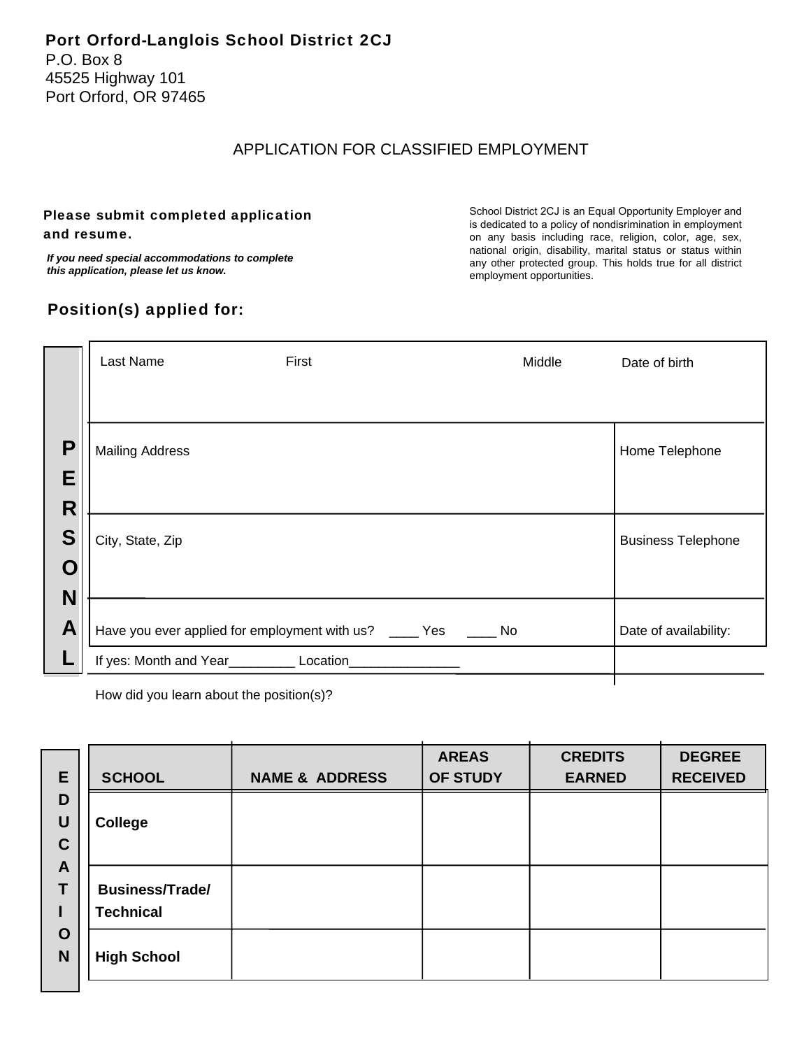**Port Orford-Langlois School District 2CJ**
P.O. Box 8
45525 Highway 101
Port Orford, OR 97465

# APPLICATION FOR CLASSIFIED EMPLOYMENT

**Please submit completed application and resume.**

***If you need special accommodations to complete this application, please let us know.***

School District 2CJ is an Equal Opportunity Employer and is dedicated to a policy of nondisrimination in employment on any basis including race, religion, color, age, sex, national origin, disability, marital status or status within any other protected group. This holds true for all district employment opportunities.

## Position(s) applied for:

**PERSONAL**

| Last Name | First | Middle | Date of birth |
|---|---|---|---|
| | | | |

| Mailing Address | Home Telephone |
|---|---|
| City, State, Zip | Business Telephone |
| Have you ever applied for employment with us? ____ Yes ____ No | Date of availability: |
| If yes: Month and Year_________ Location_______________ | |

How did you learn about the position(s)?

**EDUCATION**

| SCHOOL | NAME & ADDRESS | AREAS OF STUDY | CREDITS EARNED | DEGREE RECEIVED |
|---|---|---|---|---|
| **College** | | | | |
| **Business/Trade/ Technical** | | | | |
| **High School** | | | | |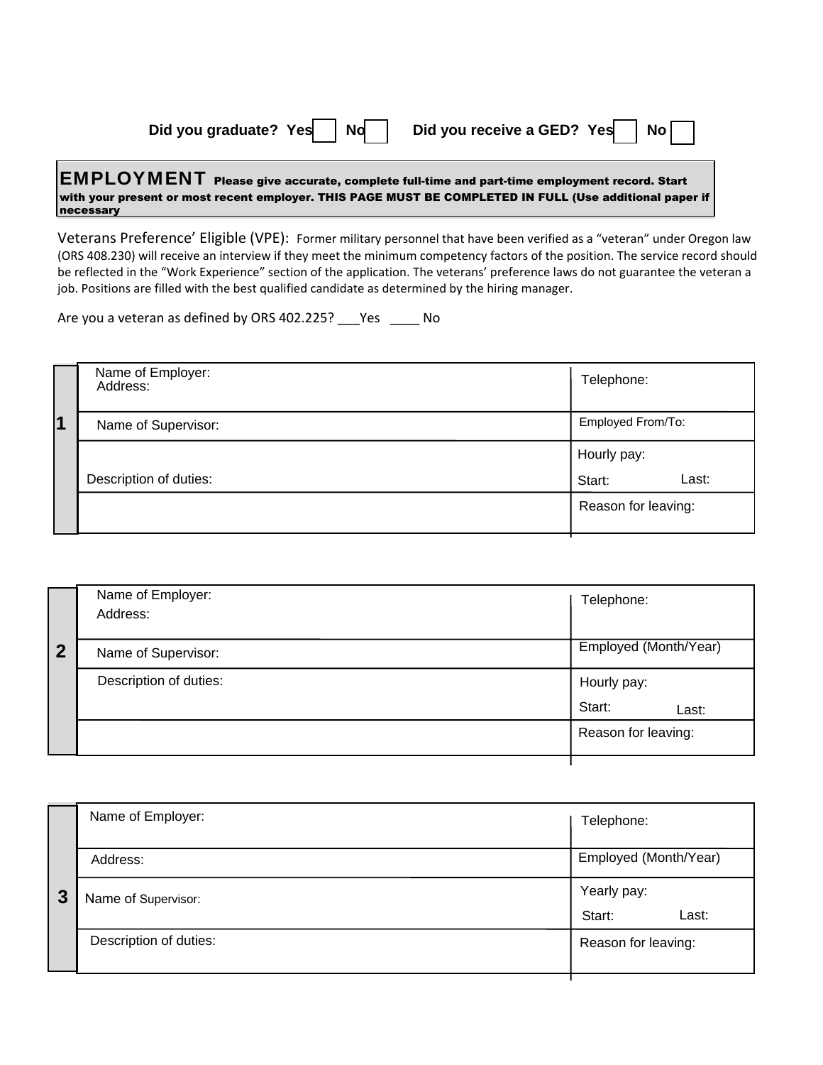Did you graduate? Yes ☐ No ☐ Did you receive a GED? Yes ☐ No ☐

## EMPLOYMENT

**Please give accurate, complete full-time and part-time employment record. Start with your present or most recent employer. THIS PAGE MUST BE COMPLETED IN FULL (Use additional paper if necessary**

Veterans Preference' Eligible (VPE): Former military personnel that have been verified as a "veteran" under Oregon law (ORS 408.230) will receive an interview if they meet the minimum competency factors of the position. The service record should be reflected in the "Work Experience" section of the application. The veterans' preference laws do not guarantee the veteran a job. Positions are filled with the best qualified candidate as determined by the hiring manager.

Are you a veteran as defined by ORS 402.225? ___Yes ____ No

| 1 | | |
|---|---|---|
| | Name of Employer: Address: | Telephone: |
| | Name of Supervisor: | Employed From/To: |
| | Description of duties: | Hourly pay: Start: Last: |
| | | Reason for leaving: |

| 2 | | |
|---|---|---|
| | Name of Employer: Address: | Telephone: |
| | Name of Supervisor: | Employed (Month/Year) |
| | Description of duties: | Hourly pay: Start: Last: |
| | | Reason for leaving: |

| 3 | | |
|---|---|---|
| | Name of Employer: | Telephone: |
| | Address: | Employed (Month/Year) |
| | Name of Supervisor: | Yearly pay: Start: Last: |
| | Description of duties: | Reason for leaving: |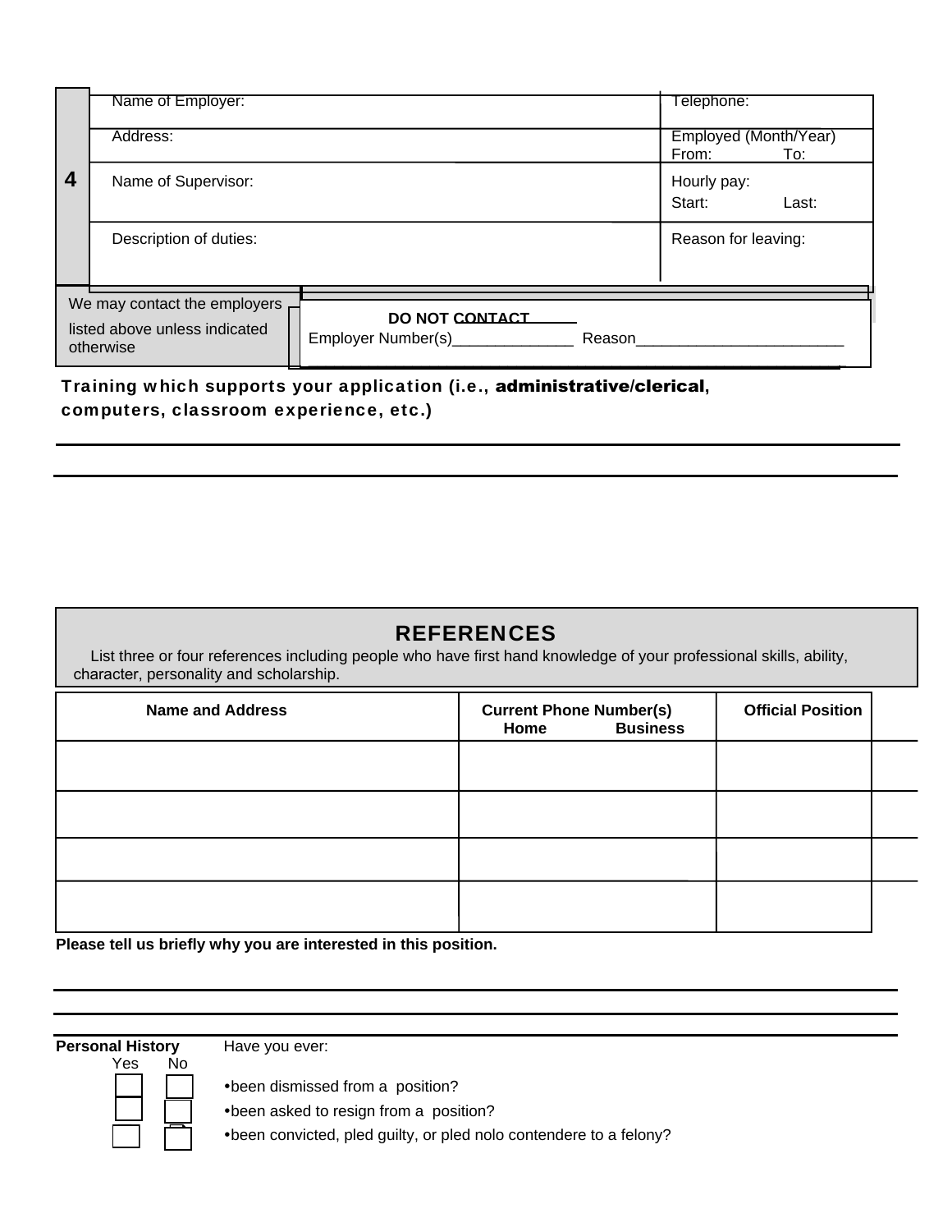| 4 | | |
|---|---|---|
| | Name of Employer: | Telephone: |
| | Address: | Employed (Month/Year)<br>From: To: |
| | Name of Supervisor: | Hourly pay:<br>Start: Last: |
| | Description of duties: | Reason for leaving: |

| We may contact the employers listed above unless indicated otherwise | **DO NOT CONTACT**<br>Employer Number(s)______________ Reason________________________ |
|---|---|

**Training which supports your application (i.e., administrative/clerical, computers, classroom experience, etc.)**

______________________________________________________________________

______________________________________________________________________

## REFERENCES

List three or four references including people who have first hand knowledge of your professional skills, ability, character, personality and scholarship.

| Name and Address | Current Phone Number(s)<br>Home Business | Official Position |
|---|---|---|
| | | |
| | | |
| | | |
| | | |

**Please tell us briefly why you are interested in this position.**

______________________________________________________________________

______________________________________________________________________

**Personal History** Have you ever:

| Yes | No | |
|---|---|---|
| ☐ | ☐ | • been dismissed from a position? |
| ☐ | ☐ | • been asked to resign from a position? |
| ☐ | ☐ | • been convicted, pled guilty, or pled nolo contendere to a felony? |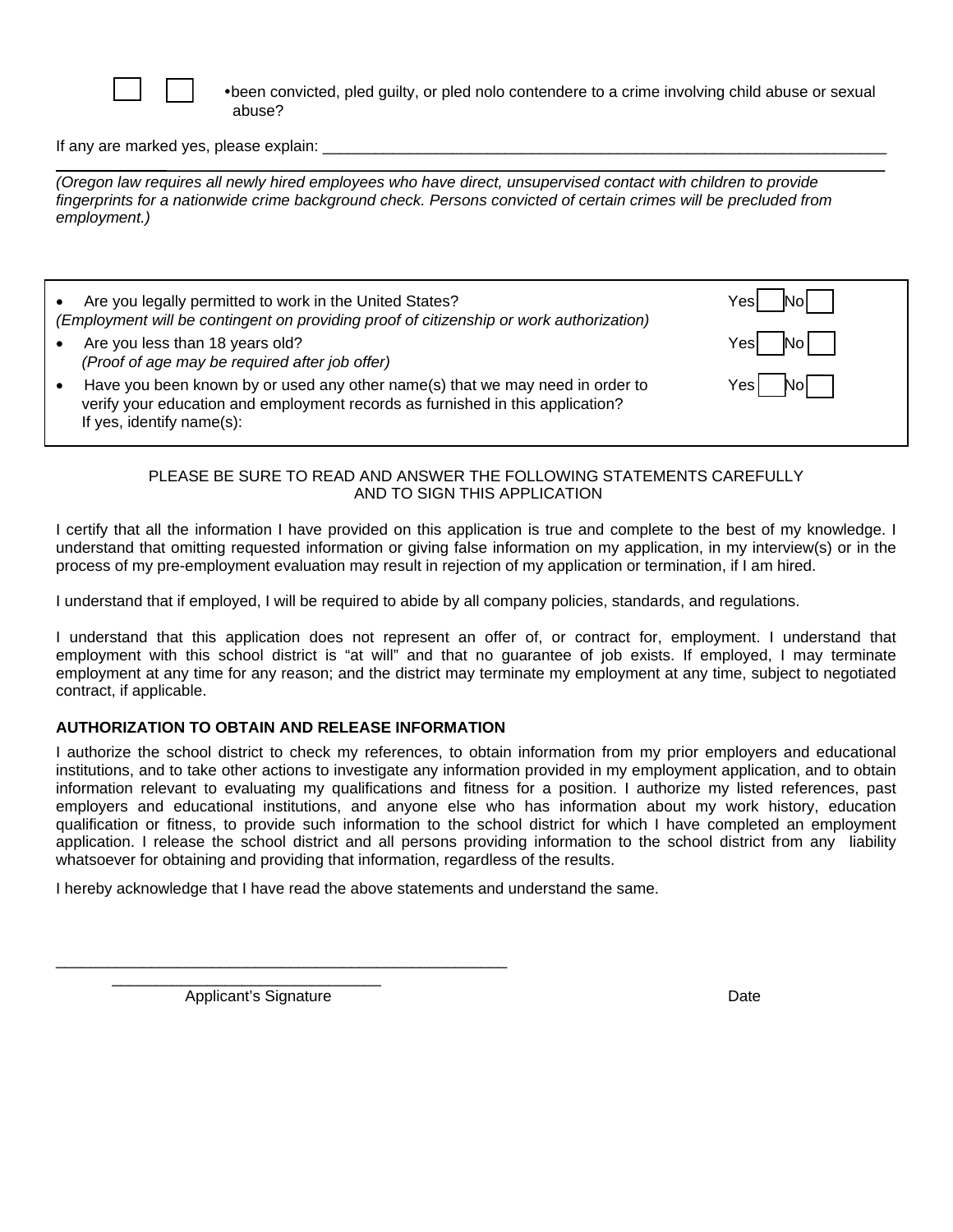☐ ☐ • been convicted, pled guilty, or pled nolo contendere to a crime involving child abuse or sexual abuse?

If any are marked yes, please explain: ______________________________________________________________________

______________________________________________________________________________________

*(Oregon law requires all newly hired employees who have direct, unsupervised contact with children to provide fingerprints for a nationwide crime background check. Persons convicted of certain crimes will be precluded from employment.)*

| | |
|---|---|
| • Are you legally permitted to work in the United States?<br>*(Employment will be contingent on providing proof of citizenship or work authorization)* | Yes ☐ No ☐ |
| • Are you less than 18 years old?<br>*(Proof of age may be required after job offer)* | Yes ☐ No ☐ |
| • Have you been known by or used any other name(s) that we may need in order to verify your education and employment records as furnished in this application?<br>If yes, identify name(s): | Yes ☐ No ☐ |

PLEASE BE SURE TO READ AND ANSWER THE FOLLOWING STATEMENTS CAREFULLY AND TO SIGN THIS APPLICATION

I certify that all the information I have provided on this application is true and complete to the best of my knowledge. I understand that omitting requested information or giving false information on my application, in my interview(s) or in the process of my pre-employment evaluation may result in rejection of my application or termination, if I am hired.

I understand that if employed, I will be required to abide by all company policies, standards, and regulations.

I understand that this application does not represent an offer of, or contract for, employment. I understand that employment with this school district is "at will" and that no guarantee of job exists. If employed, I may terminate employment at any time for any reason; and the district may terminate my employment at any time, subject to negotiated contract, if applicable.

**AUTHORIZATION TO OBTAIN AND RELEASE INFORMATION**

I authorize the school district to check my references, to obtain information from my prior employers and educational institutions, and to take other actions to investigate any information provided in my employment application, and to obtain information relevant to evaluating my qualifications and fitness for a position. I authorize my listed references, past employers and educational institutions, and anyone else who has information about my work history, education qualification or fitness, to provide such information to the school district for which I have completed an employment application. I release the school district and all persons providing information to the school district from any liability whatsoever for obtaining and providing that information, regardless of the results.

I hereby acknowledge that I have read the above statements and understand the same.

______________________________________________________

Applicant's Signature                                                                                     Date